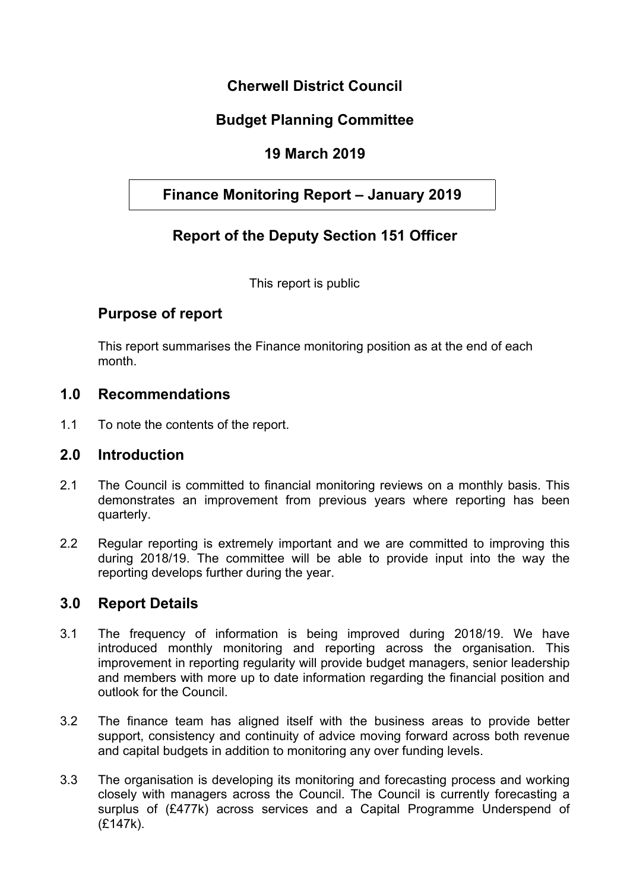# Cherwell District Council

## Budget Planning Committee

## 19 March 2019

## Finance Monitoring Report – January 2019

## Report of the Deputy Section 151 Officer

This report is public

### Purpose of report

This report summarises the Finance monitoring position as at the end of each month.

## 1.0 Recommendations

1.1 To note the contents of the report.

## 2.0 Introduction

2.1 The Council is committed to financial monitoring reviews on a monthly basis. This demonstrates an improvement from previous years where reporting has been quarterly.

2.2 Regular reporting is extremely important and we are committed to improving this during 2018/19. The committee will be able to provide input into the way the reporting develops further during the year.

## 3.0 Report Details

3.1 The frequency of information is being improved during 2018/19. We have introduced monthly monitoring and reporting across the organisation. This improvement in reporting regularity will provide budget managers, senior leadership and members with more up to date information regarding the financial position and outlook for the Council.

3.2 The finance team has aligned itself with the business areas to provide better support, consistency and continuity of advice moving forward across both revenue and capital budgets in addition to monitoring any over funding levels.

3.3 The organisation is developing its monitoring and forecasting process and working closely with managers across the Council. The Council is currently forecasting a surplus of (£477k) across services and a Capital Programme Underspend of (£147k).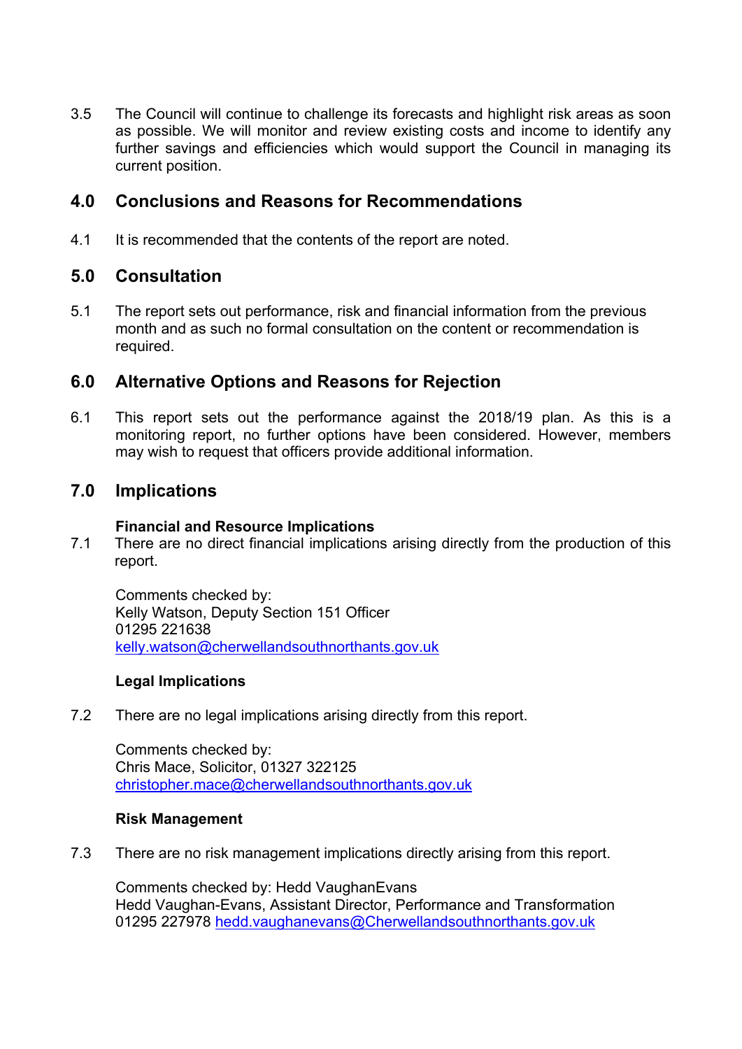3.5 The Council will continue to challenge its forecasts and highlight risk areas as soon as possible. We will monitor and review existing costs and income to identify any further savings and efficiencies which would support the Council in managing its current position.

## 4.0 Conclusions and Reasons for Recommendations

4.1 It is recommended that the contents of the report are noted.

## 5.0 Consultation

5.1 The report sets out performance, risk and financial information from the previous month and as such no formal consultation on the content or recommendation is required.

## 6.0 Alternative Options and Reasons for Rejection

6.1 This report sets out the performance against the 2018/19 plan. As this is a monitoring report, no further options have been considered. However, members may wish to request that officers provide additional information.

## 7.0 Implications

**Financial and Resource Implications**

7.1 There are no direct financial implications arising directly from the production of this report.

Comments checked by:
Kelly Watson, Deputy Section 151 Officer
01295 221638
kelly.watson@cherwellandsouthnorthants.gov.uk

**Legal Implications**

7.2 There are no legal implications arising directly from this report.

Comments checked by:
Chris Mace, Solicitor, 01327 322125
christopher.mace@cherwellandsouthnorthants.gov.uk

**Risk Management**

7.3 There are no risk management implications directly arising from this report.

Comments checked by: Hedd VaughanEvans
Hedd Vaughan-Evans, Assistant Director, Performance and Transformation
01295 227978 hedd.vaughanevans@Cherwellandsouthnorthants.gov.uk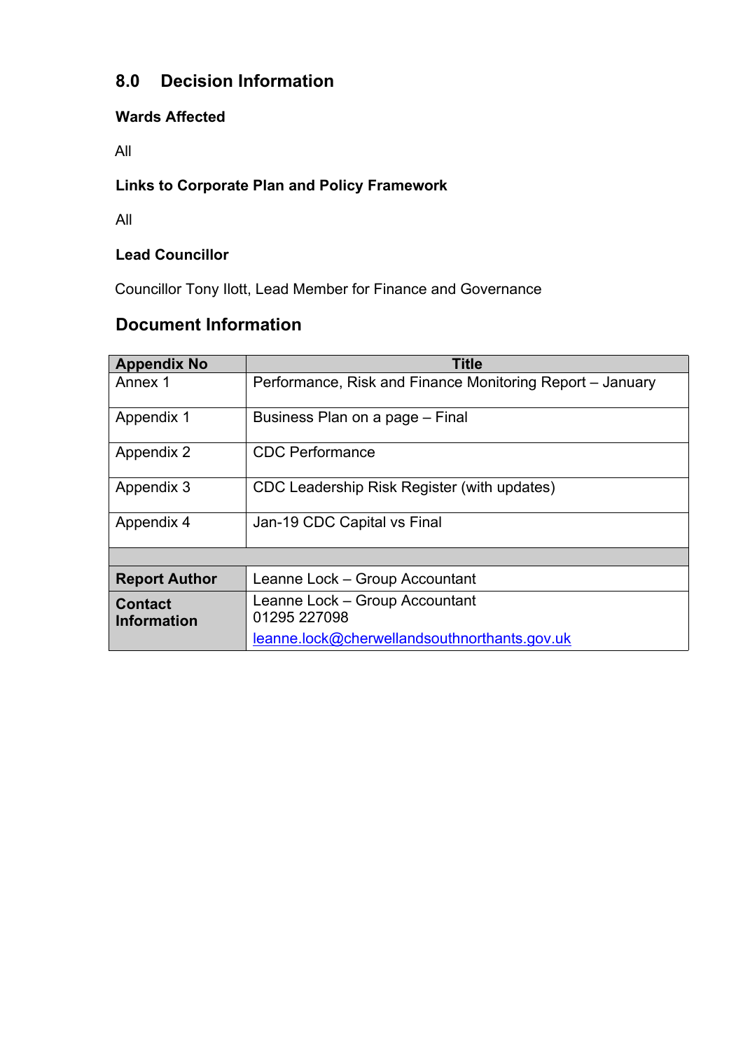## 8.0 Decision Information

**Wards Affected**

All

**Links to Corporate Plan and Policy Framework**

All

**Lead Councillor**

Councillor Tony Ilott, Lead Member for Finance and Governance

## Document Information

| Appendix No | Title |
|---|---|
| Annex 1 | Performance, Risk and Finance Monitoring Report – January |
| Appendix 1 | Business Plan on a page – Final |
| Appendix 2 | CDC Performance |
| Appendix 3 | CDC Leadership Risk Register (with updates) |
| Appendix 4 | Jan-19 CDC Capital vs Final |
| | |
| **Report Author** | Leanne Lock – Group Accountant |
| **Contact Information** | Leanne Lock – Group Accountant<br>01295 227098<br>leanne.lock@cherwellandsouthnorthants.gov.uk |